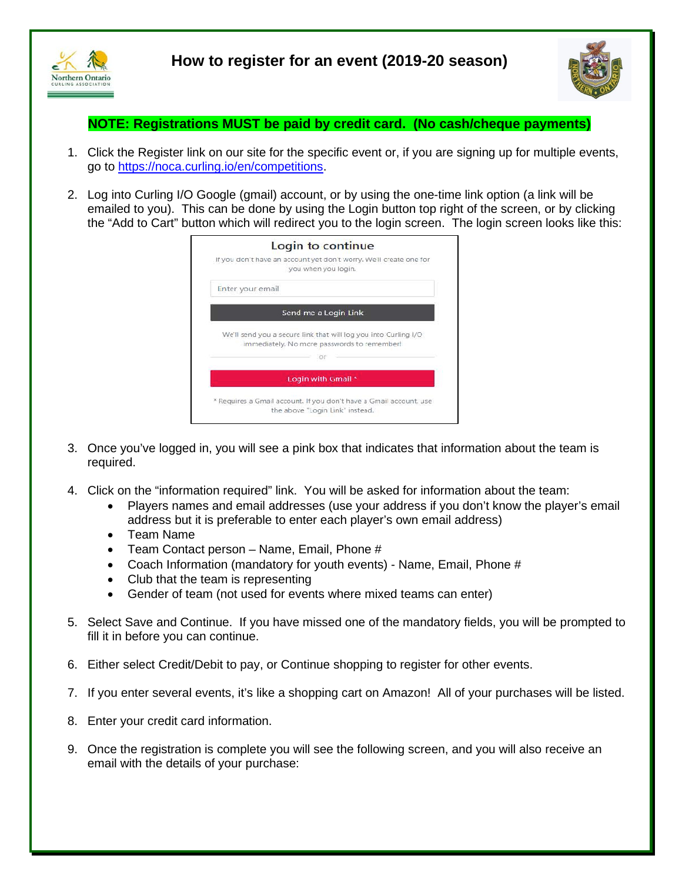# How to register for an event (2019-20 season)

**NOTE: Registrations MUST be paid by credit card. (No cash/cheque payments)**

1. Click the Register link on our site for the specific event or, if you are signing up for multiple events, go to https://noca.curling.io/en/competitions.

2. Log into Curling I/O Google (gmail) account, or by using the one-time link option (a link will be emailed to you). This can be done by using the Login button top right of the screen, or by clicking the "Add to Cart" button which will redirect you to the login screen. The login screen looks like this:

   Login to continue

   If you don't have an account yet don't worry. We'll create one for you when you login.

   Enter your email

   Send me a Login Link

   We'll send you a secure link that will log you into Curling I/O immediately. No more passwords to remember!

   or

   Login with Gmail *

   * Requires a Gmail account. If you don't have a Gmail account, use the above "Login Link" instead.

3. Once you've logged in, you will see a pink box that indicates that information about the team is required.

4. Click on the "information required" link. You will be asked for information about the team:
   - Players names and email addresses (use your address if you don't know the player's email address but it is preferable to enter each player's own email address)
   - Team Name
   - Team Contact person – Name, Email, Phone #
   - Coach Information (mandatory for youth events) - Name, Email, Phone #
   - Club that the team is representing
   - Gender of team (not used for events where mixed teams can enter)

5. Select Save and Continue. If you have missed one of the mandatory fields, you will be prompted to fill it in before you can continue.

6. Either select Credit/Debit to pay, or Continue shopping to register for other events.

7. If you enter several events, it's like a shopping cart on Amazon! All of your purchases will be listed.

8. Enter your credit card information.

9. Once the registration is complete you will see the following screen, and you will also receive an email with the details of your purchase: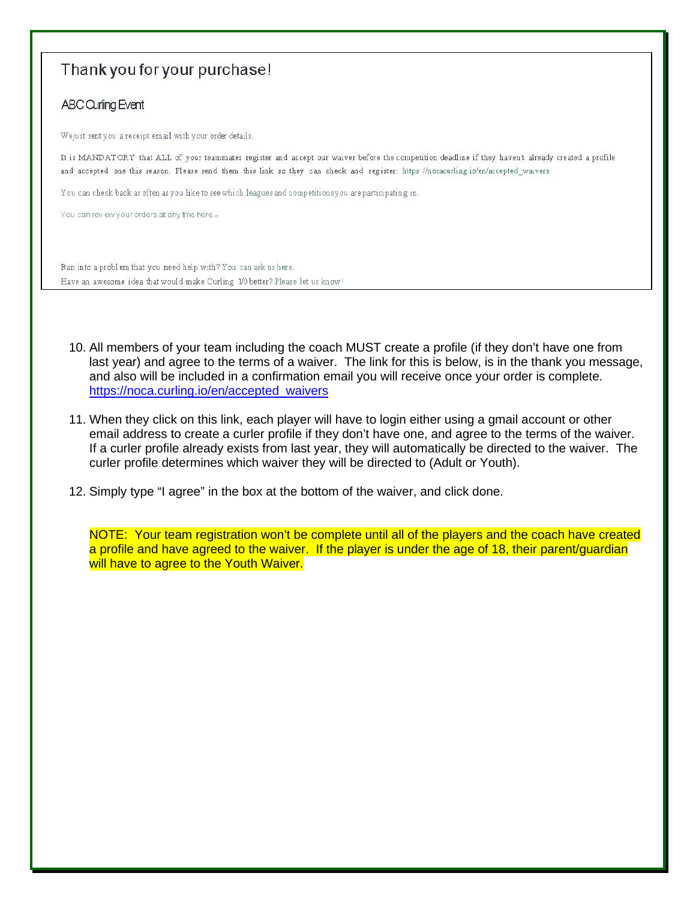## Thank you for your purchase!

### ABC Curling Event

We just sent you a receipt email with your order details.

It is MANDATORY that ALL of your teammates register and accept our waiver before the competition deadline if they haven't already created a profile and accepted one this season. Please send them this link so they can check and register: https://nocacurling.io/en/accepted_waivers

You can check back as often as you like to see which leagues and competitions you are participating in.

You can review your orders at any time here »

Ran into a problem that you need help with? You can ask us here.

Have an awesome idea that would make Curling I/O better? Please let us know!

10. All members of your team including the coach MUST create a profile (if they don't have one from last year) and agree to the terms of a waiver. The link for this is below, is in the thank you message, and also will be included in a confirmation email you will receive once your order is complete. https://noca.curling.io/en/accepted_waivers

11. When they click on this link, each player will have to login either using a gmail account or other email address to create a curler profile if they don't have one, and agree to the terms of the waiver. If a curler profile already exists from last year, they will automatically be directed to the waiver. The curler profile determines which waiver they will be directed to (Adult or Youth).

12. Simply type "I agree" in the box at the bottom of the waiver, and click done.

NOTE: Your team registration won't be complete until all of the players and the coach have created a profile and have agreed to the waiver. If the player is under the age of 18, their parent/guardian will have to agree to the Youth Waiver.